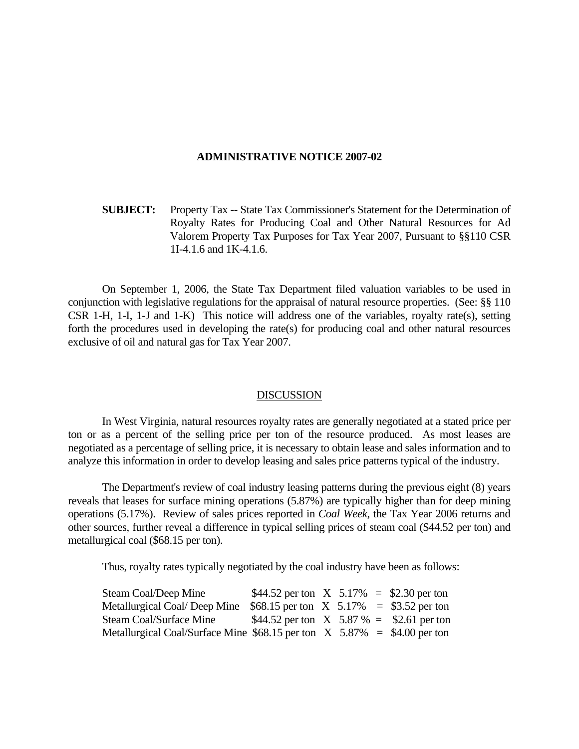**ADMINISTRATIVE NOTICE 2007-02**

**SUBJECT:** Property Tax -- State Tax Commissioner's Statement for the Determination of Royalty Rates for Producing Coal and Other Natural Resources for Ad Valorem Property Tax Purposes for Tax Year 2007, Pursuant to §§110 CSR 1I-4.1.6 and 1K-4.1.6.

On September 1, 2006, the State Tax Department filed valuation variables to be used in conjunction with legislative regulations for the appraisal of natural resource properties. (See: §§ 110 CSR 1-H, 1-I, 1-J and 1-K) This notice will address one of the variables, royalty rate(s), setting forth the procedures used in developing the rate(s) for producing coal and other natural resources exclusive of oil and natural gas for Tax Year 2007.

## DISCUSSION

In West Virginia, natural resources royalty rates are generally negotiated at a stated price per ton or as a percent of the selling price per ton of the resource produced. As most leases are negotiated as a percentage of selling price, it is necessary to obtain lease and sales information and to analyze this information in order to develop leasing and sales price patterns typical of the industry.

The Department's review of coal industry leasing patterns during the previous eight (8) years reveals that leases for surface mining operations (5.87%) are typically higher than for deep mining operations (5.17%). Review of sales prices reported in *Coal Week*, the Tax Year 2006 returns and other sources, further reveal a difference in typical selling prices of steam coal ($44.52 per ton) and metallurgical coal ($68.15 per ton).

Thus, royalty rates typically negotiated by the coal industry have been as follows:

| | | | | | |
|---|---|---|---|---|---|
| Steam Coal/Deep Mine | $44.52 per ton | X | 5.17% | = | $2.30 per ton |
| Metallurgical Coal/ Deep Mine | $68.15 per ton | X | 5.17% | = | $3.52 per ton |
| Steam Coal/Surface Mine | $44.52 per ton | X | 5.87 % | = | $2.61 per ton |
| Metallurgical Coal/Surface Mine | $68.15 per ton | X | 5.87% | = | $4.00 per ton |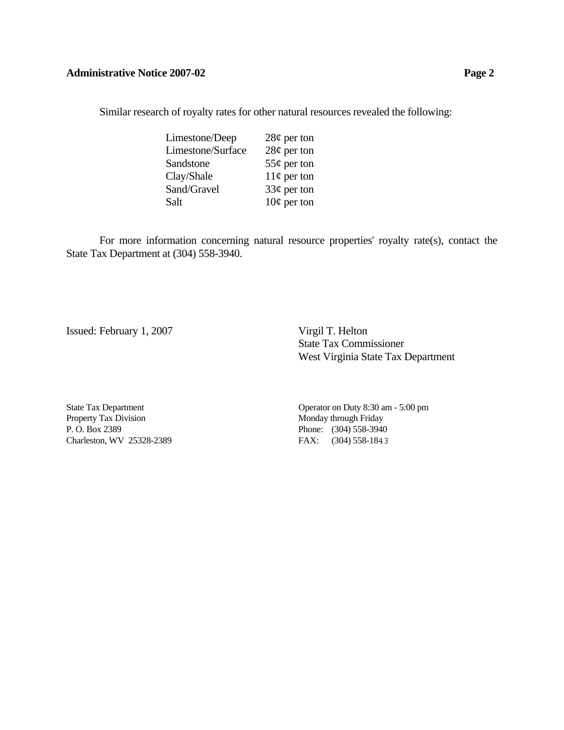Similar research of royalty rates for other natural resources revealed the following:

| | |
|---|---|
| Limestone/Deep | 28¢ per ton |
| Limestone/Surface | 28¢ per ton |
| Sandstone | 55¢ per ton |
| Clay/Shale | 11¢ per ton |
| Sand/Gravel | 33¢ per ton |
| Salt | 10¢ per ton |

For more information concerning natural resource properties' royalty rate(s), contact the State Tax Department at (304) 558-3940.

Issued: February 1, 2007

Virgil T. Helton
State Tax Commissioner
West Virginia State Tax Department

State Tax Department
Property Tax Division
P. O. Box 2389
Charleston, WV 25328-2389

Operator on Duty 8:30 am - 5:00 pm
Monday through Friday
Phone: (304) 558-3940
FAX: (304) 558-1843